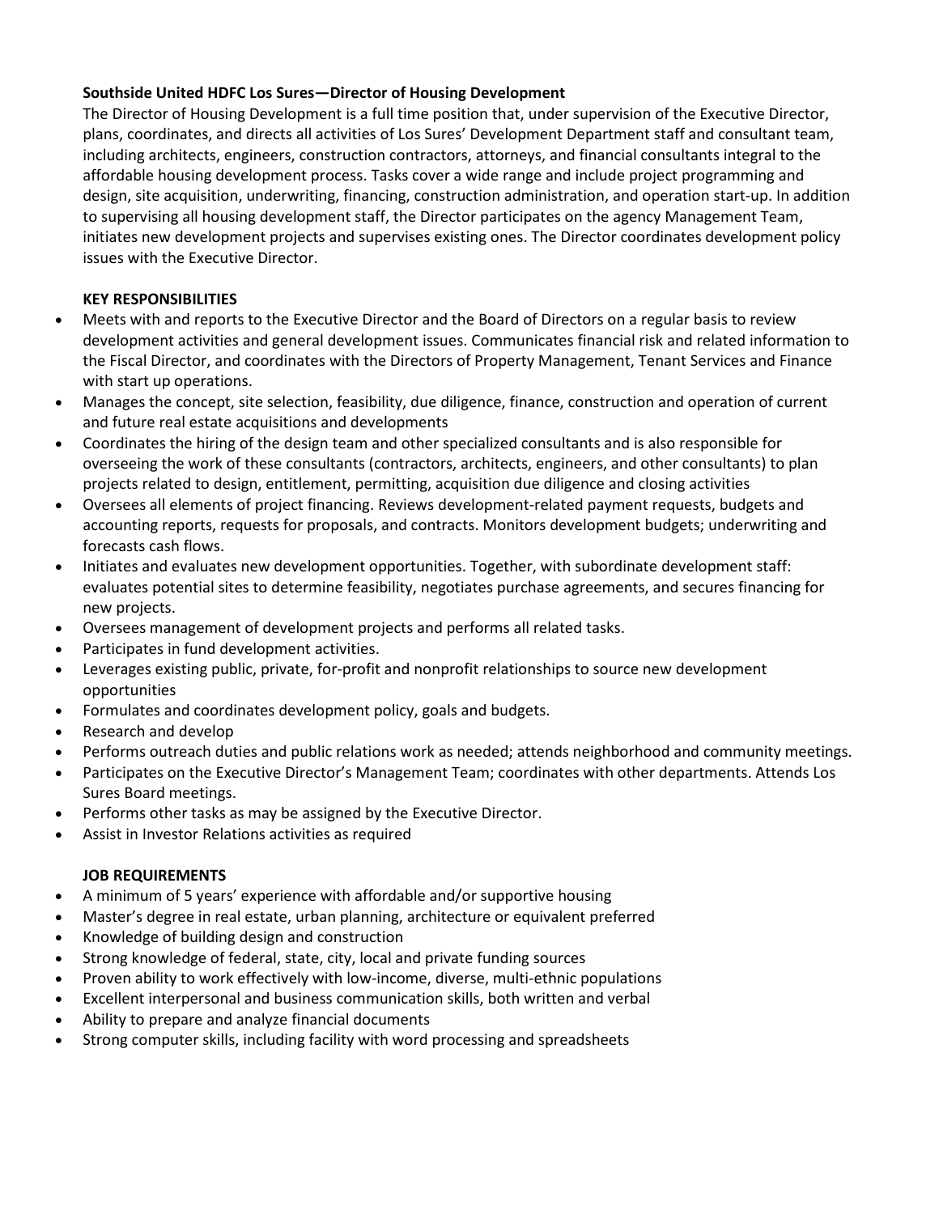**Southside United HDFC Los Sures—Director of Housing Development**

The Director of Housing Development is a full time position that, under supervision of the Executive Director, plans, coordinates, and directs all activities of Los Sures' Development Department staff and consultant team, including architects, engineers, construction contractors, attorneys, and financial consultants integral to the affordable housing development process. Tasks cover a wide range and include project programming and design, site acquisition, underwriting, financing, construction administration, and operation start-up. In addition to supervising all housing development staff, the Director participates on the agency Management Team, initiates new development projects and supervises existing ones. The Director coordinates development policy issues with the Executive Director.

**KEY RESPONSIBILITIES**

- Meets with and reports to the Executive Director and the Board of Directors on a regular basis to review development activities and general development issues. Communicates financial risk and related information to the Fiscal Director, and coordinates with the Directors of Property Management, Tenant Services and Finance with start up operations.
- Manages the concept, site selection, feasibility, due diligence, finance, construction and operation of current and future real estate acquisitions and developments
- Coordinates the hiring of the design team and other specialized consultants and is also responsible for overseeing the work of these consultants (contractors, architects, engineers, and other consultants) to plan projects related to design, entitlement, permitting, acquisition due diligence and closing activities
- Oversees all elements of project financing. Reviews development-related payment requests, budgets and accounting reports, requests for proposals, and contracts. Monitors development budgets; underwriting and forecasts cash flows.
- Initiates and evaluates new development opportunities. Together, with subordinate development staff: evaluates potential sites to determine feasibility, negotiates purchase agreements, and secures financing for new projects.
- Oversees management of development projects and performs all related tasks.
- Participates in fund development activities.
- Leverages existing public, private, for-profit and nonprofit relationships to source new development opportunities
- Formulates and coordinates development policy, goals and budgets.
- Research and develop
- Performs outreach duties and public relations work as needed; attends neighborhood and community meetings.
- Participates on the Executive Director's Management Team; coordinates with other departments. Attends Los Sures Board meetings.
- Performs other tasks as may be assigned by the Executive Director.
- Assist in Investor Relations activities as required

**JOB REQUIREMENTS**

- A minimum of 5 years' experience with affordable and/or supportive housing
- Master's degree in real estate, urban planning, architecture or equivalent preferred
- Knowledge of building design and construction
- Strong knowledge of federal, state, city, local and private funding sources
- Proven ability to work effectively with low-income, diverse, multi-ethnic populations
- Excellent interpersonal and business communication skills, both written and verbal
- Ability to prepare and analyze financial documents
- Strong computer skills, including facility with word processing and spreadsheets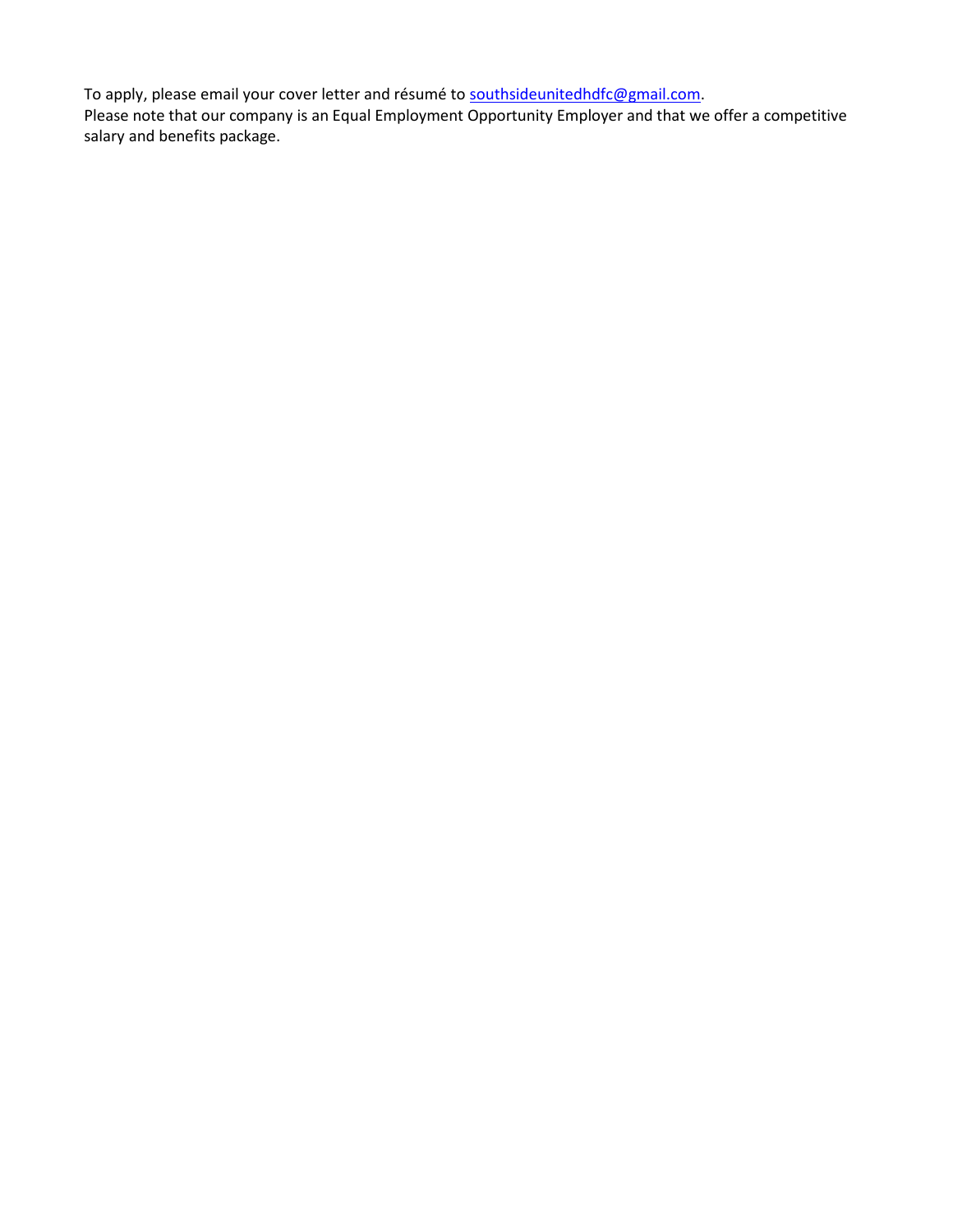To apply, please email your cover letter and résumé to southsideunitedhdfc@gmail.com.
Please note that our company is an Equal Employment Opportunity Employer and that we offer a competitive salary and benefits package.